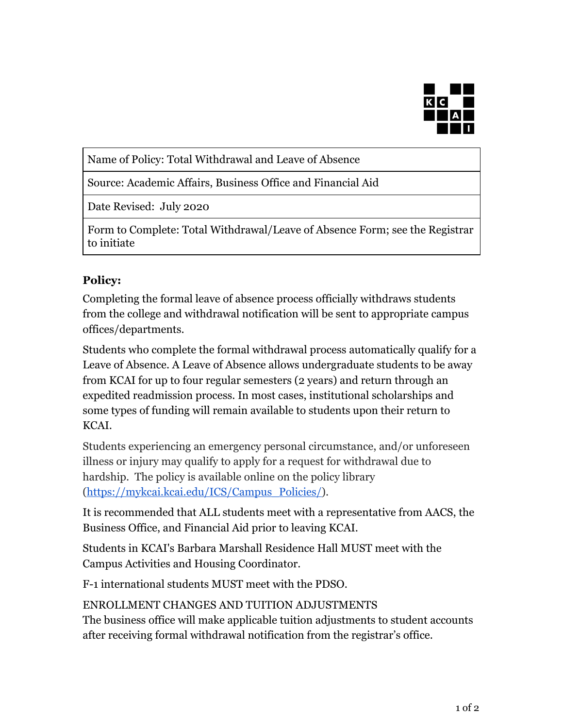| Name of Policy: Total Withdrawal and Leave of Absence |
|---|
| Source: Academic Affairs, Business Office and Financial Aid |
| Date Revised: July 2020 |
| Form to Complete: Total Withdrawal/Leave of Absence Form; see the Registrar to initiate |

**Policy:**

Completing the formal leave of absence process officially withdraws students from the college and withdrawal notification will be sent to appropriate campus offices/departments.

Students who complete the formal withdrawal process automatically qualify for a Leave of Absence. A Leave of Absence allows undergraduate students to be away from KCAI for up to four regular semesters (2 years) and return through an expedited readmission process. In most cases, institutional scholarships and some types of funding will remain available to students upon their return to KCAI.

Students experiencing an emergency personal circumstance, and/or unforeseen illness or injury may qualify to apply for a request for withdrawal due to hardship. The policy is available online on the policy library (https://mykcai.kcai.edu/ICS/Campus_Policies/).

It is recommended that ALL students meet with a representative from AACS, the Business Office, and Financial Aid prior to leaving KCAI.

Students in KCAI's Barbara Marshall Residence Hall MUST meet with the Campus Activities and Housing Coordinator.

F-1 international students MUST meet with the PDSO.

ENROLLMENT CHANGES AND TUITION ADJUSTMENTS
The business office will make applicable tuition adjustments to student accounts after receiving formal withdrawal notification from the registrar's office.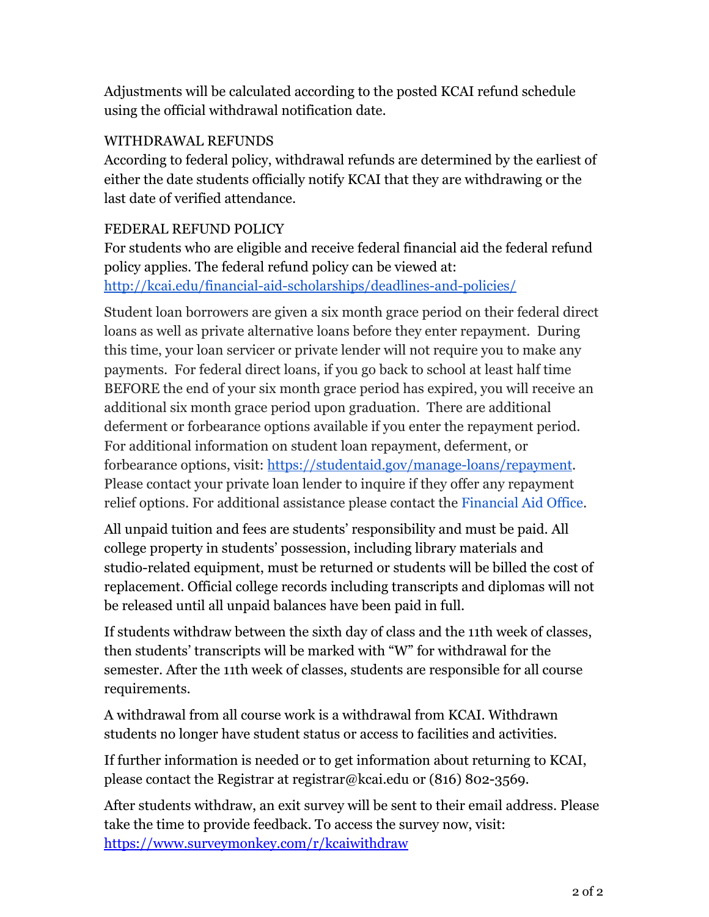Adjustments will be calculated according to the posted KCAI refund schedule using the official withdrawal notification date.

WITHDRAWAL REFUNDS

According to federal policy, withdrawal refunds are determined by the earliest of either the date students officially notify KCAI that they are withdrawing or the last date of verified attendance.

FEDERAL REFUND POLICY

For students who are eligible and receive federal financial aid the federal refund policy applies. The federal refund policy can be viewed at: [http://kcai.edu/financial-aid-scholarships/deadlines-and-policies/](http://kcai.edu/financial-aid-scholarships/deadlines-and-policies/)

Student loan borrowers are given a six month grace period on their federal direct loans as well as private alternative loans before they enter repayment. During this time, your loan servicer or private lender will not require you to make any payments. For federal direct loans, if you go back to school at least half time BEFORE the end of your six month grace period has expired, you will receive an additional six month grace period upon graduation. There are additional deferment or forbearance options available if you enter the repayment period. For additional information on student loan repayment, deferment, or forbearance options, visit: [https://studentaid.gov/manage-loans/repayment](https://studentaid.gov/manage-loans/repayment). Please contact your private loan lender to inquire if they offer any repayment relief options. For additional assistance please contact the Financial Aid Office.

All unpaid tuition and fees are students' responsibility and must be paid. All college property in students' possession, including library materials and studio-related equipment, must be returned or students will be billed the cost of replacement. Official college records including transcripts and diplomas will not be released until all unpaid balances have been paid in full.

If students withdraw between the sixth day of class and the 11th week of classes, then students' transcripts will be marked with "W" for withdrawal for the semester. After the 11th week of classes, students are responsible for all course requirements.

A withdrawal from all course work is a withdrawal from KCAI. Withdrawn students no longer have student status or access to facilities and activities.

If further information is needed or to get information about returning to KCAI, please contact the Registrar at registrar@kcai.edu or (816) 802-3569.

After students withdraw, an exit survey will be sent to their email address. Please take the time to provide feedback. To access the survey now, visit: [https://www.surveymonkey.com/r/kcaiwithdraw](https://www.surveymonkey.com/r/kcaiwithdraw)